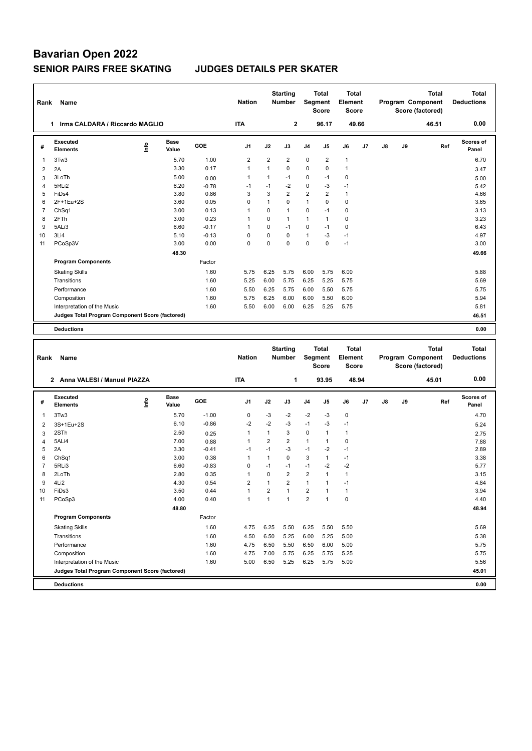# Bavarian Open 2022

## SENIOR PAIRS FREE SKATING JUDGES DETAILS PER SKATER

| Rank | Name | Nation | Starting Number | Total Segment Score | Total Element Score | Total Program Component Score (factored) | Total Deductions |
|---|---|---|---|---|---|---|---|
| 1 | Irma CALDARA / Riccardo MAGLIO | ITA | 2 | 96.17 | 49.66 | 46.51 | 0.00 |

| # | Executed Elements | Info | Base Value | GOE | J1 | J2 | J3 | J4 | J5 | J6 | J7 | J8 | J9 | Ref | Scores of Panel |
|---|---|---|---|---|---|---|---|---|---|---|---|---|---|---|---|
| 1 | 3Tw3 | | 5.70 | 1.00 | 2 | 2 | 2 | 0 | 2 | 1 | | | | | 6.70 |
| 2 | 2A | | 3.30 | 0.17 | 1 | 1 | 0 | 0 | 0 | 1 | | | | | 3.47 |
| 3 | 3LoTh | | 5.00 | 0.00 | 1 | 1 | -1 | 0 | -1 | 0 | | | | | 5.00 |
| 4 | 5RLi2 | | 6.20 | -0.78 | -1 | -1 | -2 | 0 | -3 | -1 | | | | | 5.42 |
| 5 | FiDs4 | | 3.80 | 0.86 | 3 | 3 | 2 | 2 | 2 | 1 | | | | | 4.66 |
| 6 | 2F+1Eu+2S | | 3.60 | 0.05 | 0 | 1 | 0 | 1 | 0 | 0 | | | | | 3.65 |
| 7 | ChSq1 | | 3.00 | 0.13 | 1 | 0 | 1 | 0 | -1 | 0 | | | | | 3.13 |
| 8 | 2FTh | | 3.00 | 0.23 | 1 | 0 | 1 | 1 | 1 | 0 | | | | | 3.23 |
| 9 | 5ALi3 | | 6.60 | -0.17 | 1 | 0 | -1 | 0 | -1 | 0 | | | | | 6.43 |
| 10 | 3Li4 | | 5.10 | -0.13 | 0 | 0 | 0 | 1 | -3 | -1 | | | | | 4.97 |
| 11 | PCoSp3V | | 3.00 | 0.00 | 0 | 0 | 0 | 0 | 0 | -1 | | | | | 3.00 |
| | | | 48.30 | | | | | | | | | | | | 49.66 |
| | **Program Components** | | | Factor | | | | | | | | | | | |
| | Skating Skills | | | 1.60 | 5.75 | 6.25 | 5.75 | 6.00 | 5.75 | 6.00 | | | | | 5.88 |
| | Transitions | | | 1.60 | 5.25 | 6.00 | 5.75 | 6.25 | 5.25 | 5.75 | | | | | 5.69 |
| | Performance | | | 1.60 | 5.50 | 6.25 | 5.75 | 6.00 | 5.50 | 5.75 | | | | | 5.75 |
| | Composition | | | 1.60 | 5.75 | 6.25 | 6.00 | 6.00 | 5.50 | 6.00 | | | | | 5.94 |
| | Interpretation of the Music | | | 1.60 | 5.50 | 6.00 | 6.00 | 6.25 | 5.25 | 5.75 | | | | | 5.81 |
| | **Judges Total Program Component Score (factored)** | | | | | | | | | | | | | | 46.51 |
| | **Deductions** | | | | | | | | | | | | | | 0.00 |

| Rank | Name | Nation | Starting Number | Total Segment Score | Total Element Score | Total Program Component Score (factored) | Total Deductions |
|---|---|---|---|---|---|---|---|
| 2 | Anna VALESI / Manuel PIAZZA | ITA | 1 | 93.95 | 48.94 | 45.01 | 0.00 |

| # | Executed Elements | Info | Base Value | GOE | J1 | J2 | J3 | J4 | J5 | J6 | J7 | J8 | J9 | Ref | Scores of Panel |
|---|---|---|---|---|---|---|---|---|---|---|---|---|---|---|---|
| 1 | 3Tw3 | | 5.70 | -1.00 | 0 | -3 | -2 | -2 | -3 | 0 | | | | | 4.70 |
| 2 | 3S+1Eu+2S | | 6.10 | -0.86 | -2 | -2 | -3 | -1 | -3 | -1 | | | | | 5.24 |
| 3 | 2STh | | 2.50 | 0.25 | 1 | 1 | 3 | 0 | 1 | 1 | | | | | 2.75 |
| 4 | 5ALi4 | | 7.00 | 0.88 | 1 | 2 | 2 | 1 | 1 | 0 | | | | | 7.88 |
| 5 | 2A | | 3.30 | -0.41 | -1 | -1 | -3 | -1 | -2 | -1 | | | | | 2.89 |
| 6 | ChSq1 | | 3.00 | 0.38 | 1 | 1 | 0 | 3 | 1 | -1 | | | | | 3.38 |
| 7 | 5RLi3 | | 6.60 | -0.83 | 0 | -1 | -1 | -1 | -2 | -2 | | | | | 5.77 |
| 8 | 2LoTh | | 2.80 | 0.35 | 1 | 0 | 2 | 2 | 1 | 1 | | | | | 3.15 |
| 9 | 4Li2 | | 4.30 | 0.54 | 2 | 1 | 2 | 1 | 1 | -1 | | | | | 4.84 |
| 10 | FiDs3 | | 3.50 | 0.44 | 1 | 2 | 1 | 2 | 1 | 1 | | | | | 3.94 |
| 11 | PCoSp3 | | 4.00 | 0.40 | 1 | 1 | 1 | 2 | 1 | 0 | | | | | 4.40 |
| | | | 48.80 | | | | | | | | | | | | 48.94 |
| | **Program Components** | | | Factor | | | | | | | | | | | |
| | Skating Skills | | | 1.60 | 4.75 | 6.25 | 5.50 | 6.25 | 5.50 | 5.50 | | | | | 5.69 |
| | Transitions | | | 1.60 | 4.50 | 6.50 | 5.25 | 6.00 | 5.25 | 5.00 | | | | | 5.38 |
| | Performance | | | 1.60 | 4.75 | 6.50 | 5.50 | 6.50 | 6.00 | 5.00 | | | | | 5.75 |
| | Composition | | | 1.60 | 4.75 | 7.00 | 5.75 | 6.25 | 5.75 | 5.25 | | | | | 5.75 |
| | Interpretation of the Music | | | 1.60 | 5.00 | 6.50 | 5.25 | 6.25 | 5.75 | 5.00 | | | | | 5.56 |
| | **Judges Total Program Component Score (factored)** | | | | | | | | | | | | | | 45.01 |
| | **Deductions** | | | | | | | | | | | | | | 0.00 |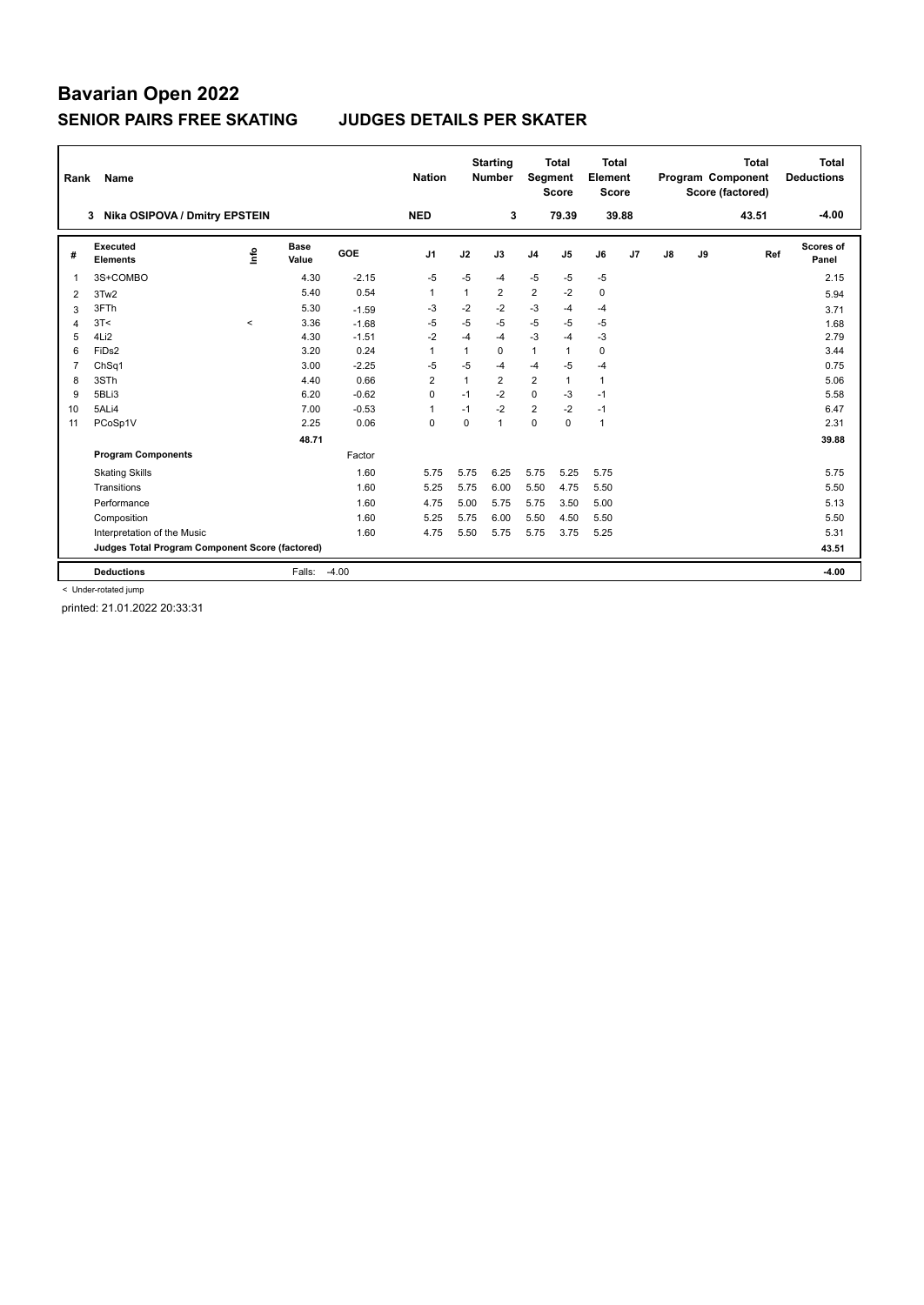# Bavarian Open 2022

## SENIOR PAIRS FREE SKATING JUDGES DETAILS PER SKATER

| Rank | Name | Nation | Starting Number | Total Segment Score | Total Element Score | Total Program Component Score (factored) | Total Deductions |
|---|---|---|---|---|---|---|---|
| 3 | Nika OSIPOVA / Dmitry EPSTEIN | NED | 3 | 79.39 | 39.88 | 43.51 | -4.00 |

| # | Executed Elements | Info | Base Value | GOE | J1 | J2 | J3 | J4 | J5 | J6 | J7 | J8 | J9 | Ref | Scores of Panel |
|---|---|---|---|---|---|---|---|---|---|---|---|---|---|---|---|
| 1 | 3S+COMBO | | 4.30 | -2.15 | -5 | -5 | -4 | -5 | -5 | -5 | | | | | 2.15 |
| 2 | 3Tw2 | | 5.40 | 0.54 | 1 | 1 | 2 | 2 | -2 | 0 | | | | | 5.94 |
| 3 | 3FTh | | 5.30 | -1.59 | -3 | -2 | -2 | -3 | -4 | -4 | | | | | 3.71 |
| 4 | 3T< | < | 3.36 | -1.68 | -5 | -5 | -5 | -5 | -5 | -5 | | | | | 1.68 |
| 5 | 4Li2 | | 4.30 | -1.51 | -2 | -4 | -4 | -3 | -4 | -3 | | | | | 2.79 |
| 6 | FiDs2 | | 3.20 | 0.24 | 1 | 1 | 0 | 1 | 1 | 0 | | | | | 3.44 |
| 7 | ChSq1 | | 3.00 | -2.25 | -5 | -5 | -4 | -4 | -5 | -4 | | | | | 0.75 |
| 8 | 3STh | | 4.40 | 0.66 | 2 | 1 | 2 | 2 | 1 | 1 | | | | | 5.06 |
| 9 | 5BLi3 | | 6.20 | -0.62 | 0 | -1 | -2 | 0 | -3 | -1 | | | | | 5.58 |
| 10 | 5ALi4 | | 7.00 | -0.53 | 1 | -1 | -2 | 2 | -2 | -1 | | | | | 6.47 |
| 11 | PCoSp1V | | 2.25 | 0.06 | 0 | 0 | 1 | 0 | 0 | 1 | | | | | 2.31 |
| | | | 48.71 | | | | | | | | | | | | 39.88 |
| | **Program Components** | | | Factor | | | | | | | | | | | |
| | Skating Skills | | | 1.60 | 5.75 | 5.75 | 6.25 | 5.75 | 5.25 | 5.75 | | | | | 5.75 |
| | Transitions | | | 1.60 | 5.25 | 5.75 | 6.00 | 5.50 | 4.75 | 5.50 | | | | | 5.50 |
| | Performance | | | 1.60 | 4.75 | 5.00 | 5.75 | 5.75 | 3.50 | 5.00 | | | | | 5.13 |
| | Composition | | | 1.60 | 5.25 | 5.75 | 6.00 | 5.50 | 4.50 | 5.50 | | | | | 5.50 |
| | Interpretation of the Music | | | 1.60 | 4.75 | 5.50 | 5.75 | 5.75 | 3.75 | 5.25 | | | | | 5.31 |
| | **Judges Total Program Component Score (factored)** | | | | | | | | | | | | | | 43.51 |
| | **Deductions** | | Falls: | -4.00 | | | | | | | | | | | -4.00 |

< Under-rotated jump

printed: 21.01.2022 20:33:31